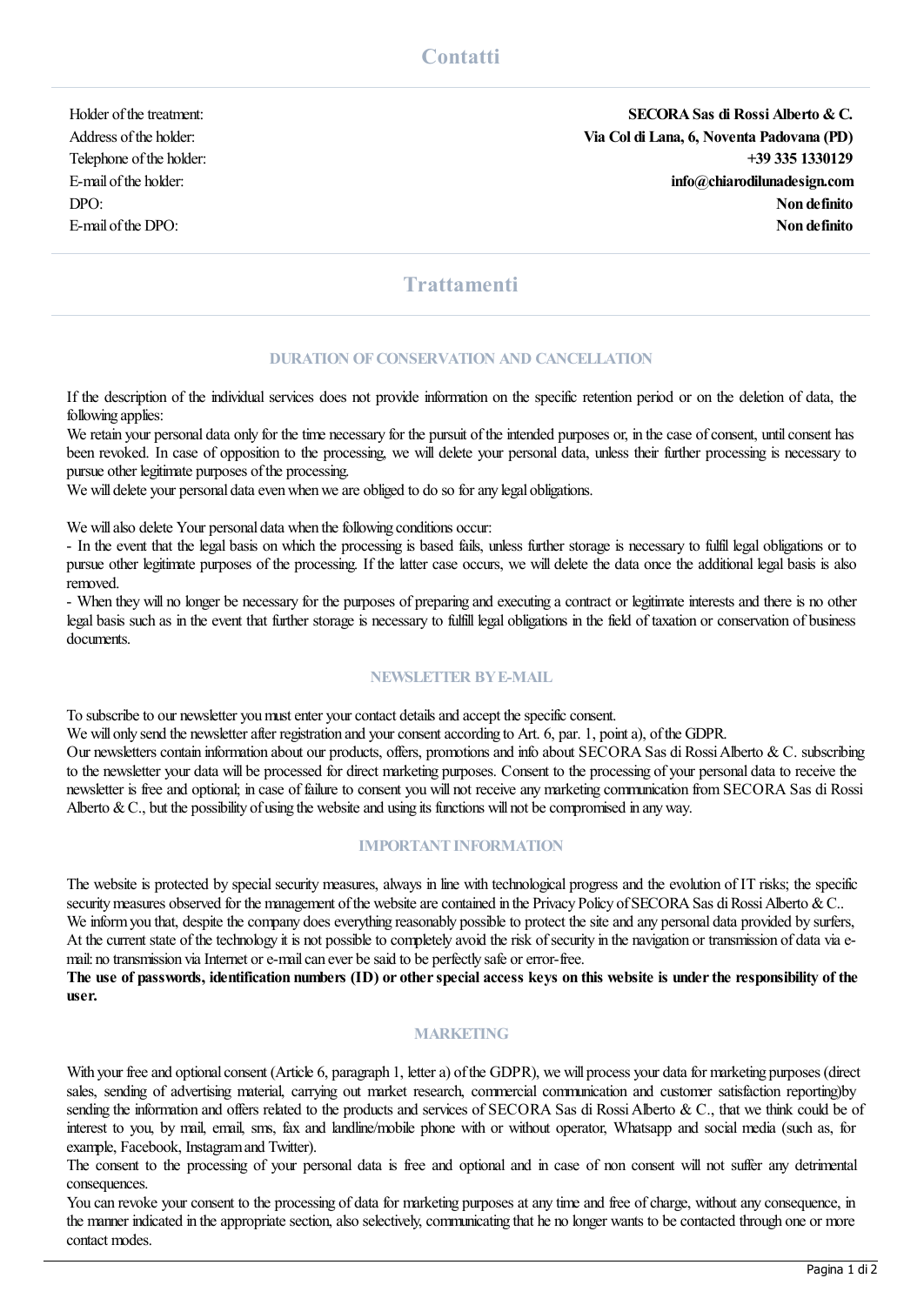## Contatti

| | |
|---|---|
| Holder of the treatment: | **SECORA Sas di Rossi Alberto & C.** |
| Address of the holder: | **Via Col di Lana, 6, Noventa Padovana (PD)** |
| Telephone of the holder: | **+39 335 1330129** |
| E-mail of the holder: | **info@chiarodilunadesign.com** |
| DPO: | **Non definito** |
| E-mail of the DPO: | **Non definito** |

## Trattamenti

### DURATION OF CONSERVATION AND CANCELLATION

If the description of the individual services does not provide information on the specific retention period or on the deletion of data, the following applies:
We retain your personal data only for the time necessary for the pursuit of the intended purposes or, in the case of consent, until consent has been revoked. In case of opposition to the processing, we will delete your personal data, unless their further processing is necessary to pursue other legitimate purposes of the processing.
We will delete your personal data even when we are obliged to do so for any legal obligations.

We will also delete Your personal data when the following conditions occur:
- In the event that the legal basis on which the processing is based fails, unless further storage is necessary to fulfil legal obligations or to pursue other legitimate purposes of the processing. If the latter case occurs, we will delete the data once the additional legal basis is also removed.
- When they will no longer be necessary for the purposes of preparing and executing a contract or legitimate interests and there is no other legal basis such as in the event that further storage is necessary to fulfill legal obligations in the field of taxation or conservation of business documents.

### NEWSLETTER BY E-MAIL

To subscribe to our newsletter you must enter your contact details and accept the specific consent.
We will only send the newsletter after registration and your consent according to Art. 6, par. 1, point a), of the GDPR.
Our newsletters contain information about our products, offers, promotions and info about SECORA Sas di Rossi Alberto & C. subscribing to the newsletter your data will be processed for direct marketing purposes. Consent to the processing of your personal data to receive the newsletter is free and optional; in case of failure to consent you will not receive any marketing communication from SECORA Sas di Rossi Alberto & C., but the possibility of using the website and using its functions will not be compromised in any way.

### IMPORTANT INFORMATION

The website is protected by special security measures, always in line with technological progress and the evolution of IT risks; the specific security measures observed for the management of the website are contained in the Privacy Policy of SECORA Sas di Rossi Alberto & C..
We inform you that, despite the company does everything reasonably possible to protect the site and any personal data provided by surfers, At the current state of the technology it is not possible to completely avoid the risk of security in the navigation or transmission of data via e-mail: no transmission via Internet or e-mail can ever be said to be perfectly safe or error-free.
**The use of passwords, identification numbers (ID) or other special access keys on this website is under the responsibility of the user.**

### MARKETING

With your free and optional consent (Article 6, paragraph 1, letter a) of the GDPR), we will process your data for marketing purposes (direct sales, sending of advertising material, carrying out market research, commercial communication and customer satisfaction reporting)by sending the information and offers related to the products and services of SECORA Sas di Rossi Alberto & C., that we think could be of interest to you, by mail, email, sms, fax and landline/mobile phone with or without operator, Whatsapp and social media (such as, for example, Facebook, Instagram and Twitter).
The consent to the processing of your personal data is free and optional and in case of non consent will not suffer any detrimental consequences.
You can revoke your consent to the processing of data for marketing purposes at any time and free of charge, without any consequence, in the manner indicated in the appropriate section, also selectively, communicating that he no longer wants to be contacted through one or more contact modes.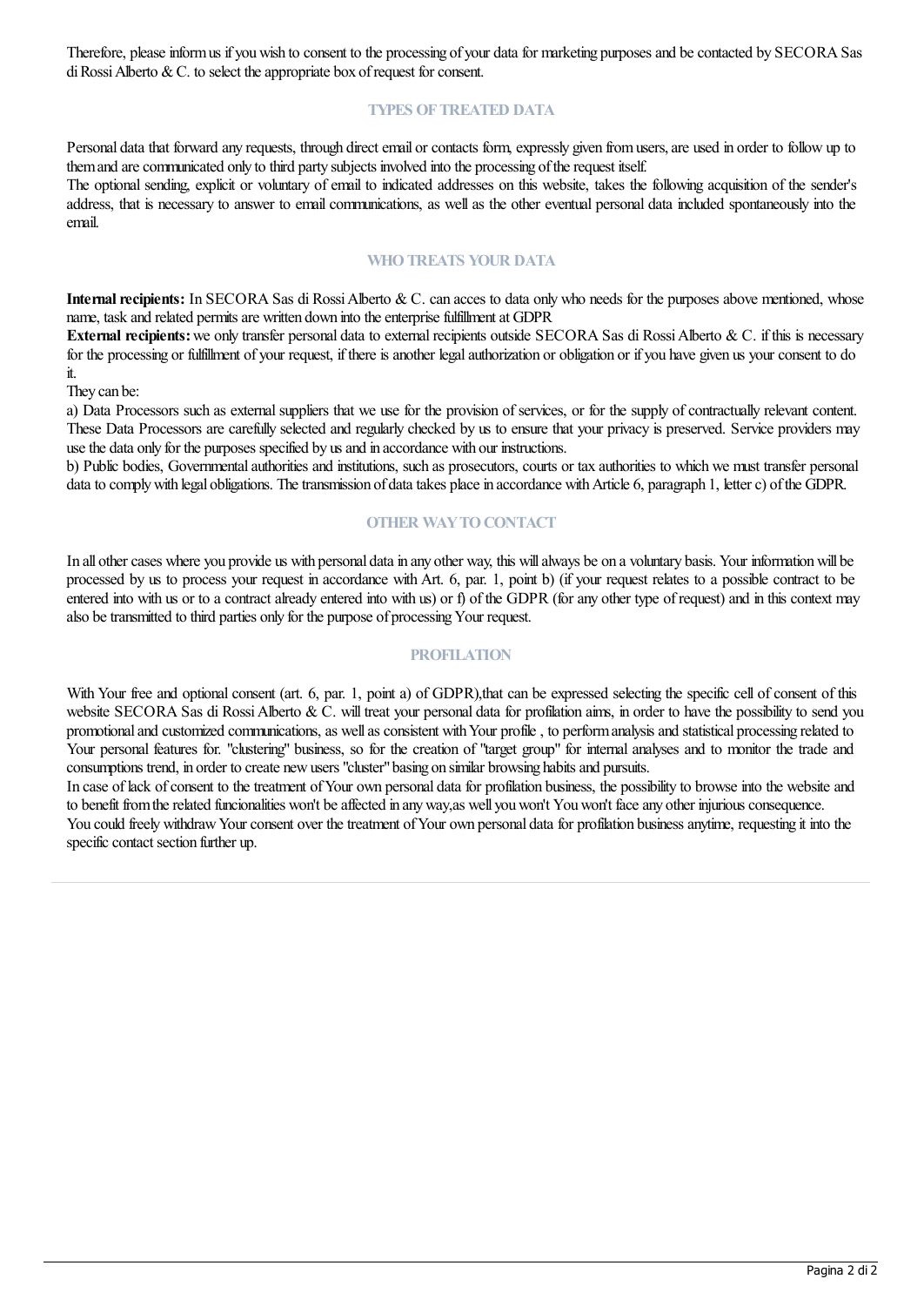Therefore, please inform us if you wish to consent to the processing of your data for marketing purposes and be contacted by SECORA Sas di Rossi Alberto & C. to select the appropriate box of request for consent.

## TYPES OF TREATED DATA

Personal data that forward any requests, through direct email or contacts form, expressly given from users, are used in order to follow up to them and are communicated only to third party subjects involved into the processing of the request itself.
The optional sending, explicit or voluntary of email to indicated addresses on this website, takes the following acquisition of the sender's address, that is necessary to answer to email communications, as well as the other eventual personal data included spontaneously into the email.

## WHO TREATS YOUR DATA

**Internal recipients:** In SECORA Sas di Rossi Alberto & C. can acces to data only who needs for the purposes above mentioned, whose name, task and related permits are written down into the enterprise fulfillment at GDPR
**External recipients:** we only transfer personal data to external recipients outside SECORA Sas di Rossi Alberto & C. if this is necessary for the processing or fulfillment of your request, if there is another legal authorization or obligation or if you have given us your consent to do it.
They can be:
a) Data Processors such as external suppliers that we use for the provision of services, or for the supply of contractually relevant content. These Data Processors are carefully selected and regularly checked by us to ensure that your privacy is preserved. Service providers may use the data only for the purposes specified by us and in accordance with our instructions.
b) Public bodies, Governmental authorities and institutions, such as prosecutors, courts or tax authorities to which we must transfer personal data to comply with legal obligations. The transmission of data takes place in accordance with Article 6, paragraph 1, letter c) of the GDPR.

## OTHER WAY TO CONTACT

In all other cases where you provide us with personal data in any other way, this will always be on a voluntary basis. Your information will be processed by us to process your request in accordance with Art. 6, par. 1, point b) (if your request relates to a possible contract to be entered into with us or to a contract already entered into with us) or f) of the GDPR (for any other type of request) and in this context may also be transmitted to third parties only for the purpose of processing Your request.

## PROFILATION

With Your free and optional consent (art. 6, par. 1, point a) of GDPR),that can be expressed selecting the specific cell of consent of this website SECORA Sas di Rossi Alberto & C. will treat your personal data for profilation aims, in order to have the possibility to send you promotional and customized communications, as well as consistent with Your profile , to perform analysis and statistical processing related to Your personal features for. "clustering" business, so for the creation of "target group" for internal analyses and to monitor the trade and consumptions trend, in order to create new users "cluster" basing on similar browsing habits and pursuits.
In case of lack of consent to the treatment of Your own personal data for profilation business, the possibility to browse into the website and to benefit from the related funcionalities won't be affected in any way,as well you won't You won't face any other injurious consequence.
You could freely withdraw Your consent over the treatment of Your own personal data for profilation business anytime, requesting it into the specific contact section further up.